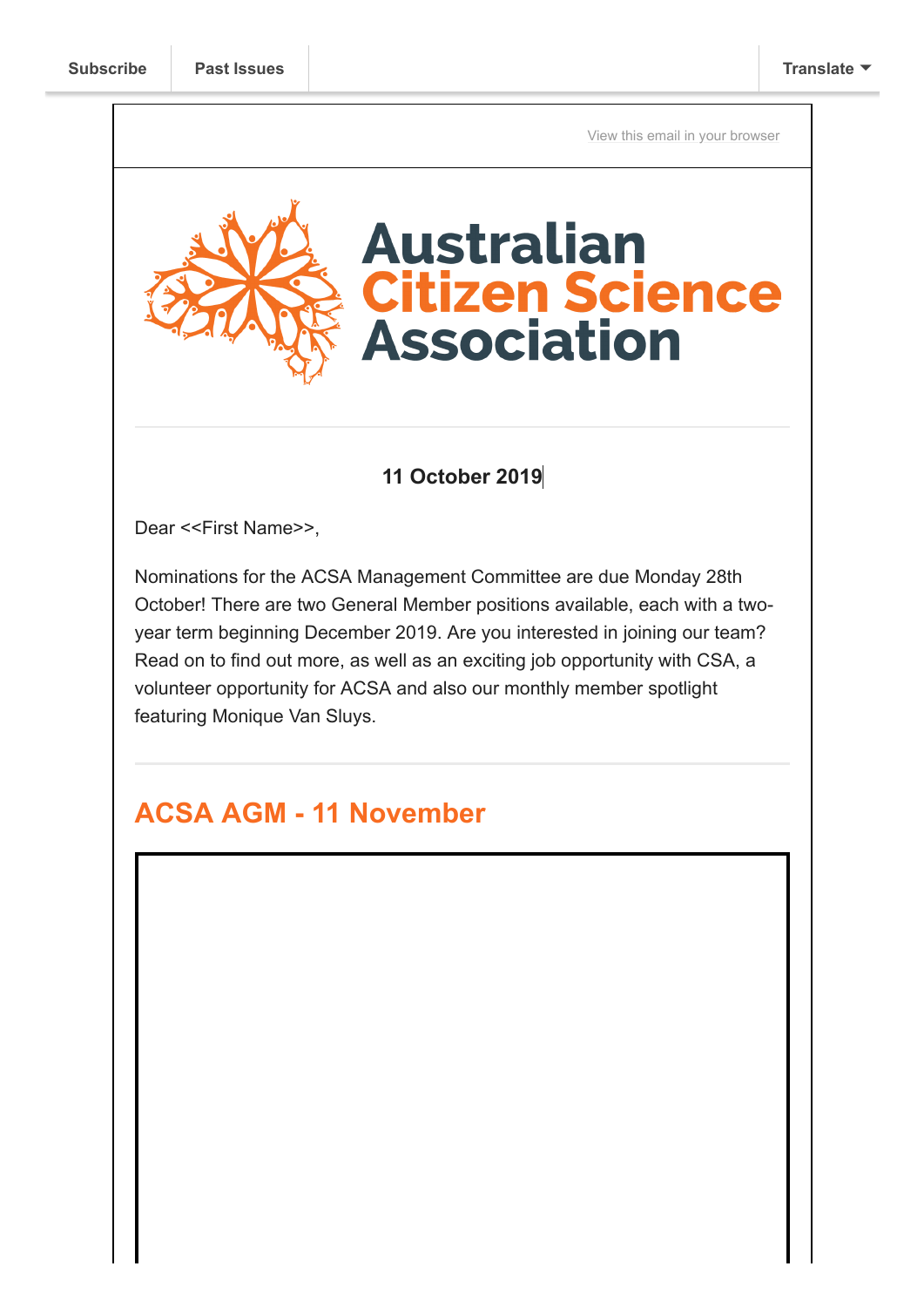Subscribe | Past Issues | Translate

View this email in your browser

# Australian Citizen Science Association

**11 October 2019**

Dear <<First Name>>,

Nominations for the ACSA Management Committee are due Monday 28th October! There are two General Member positions available, each with a two-year term beginning December 2019. Are you interested in joining our team? Read on to find out more, as well as an exciting job opportunity with CSA, a volunteer opportunity for ACSA and also our monthly member spotlight featuring Monique Van Sluys.

## ACSA AGM - 11 November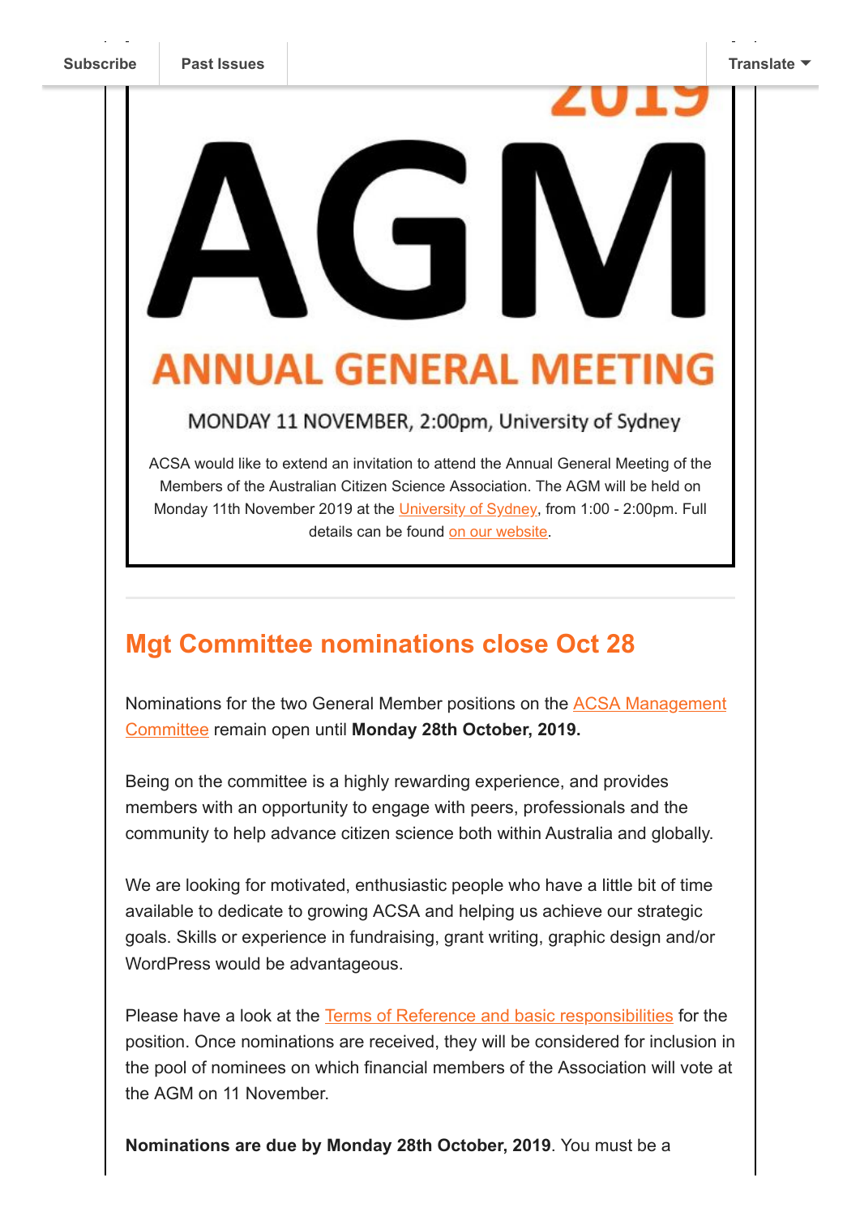Subscribe | Past Issues | Translate

# 2019 AGM

## ANNUAL GENERAL MEETING

MONDAY 11 NOVEMBER, 2:00pm, University of Sydney

ACSA would like to extend an invitation to attend the Annual General Meeting of the Members of the Australian Citizen Science Association. The AGM will be held on Monday 11th November 2019 at the University of Sydney, from 1:00 - 2:00pm. Full details can be found on our website.

## Mgt Committee nominations close Oct 28

Nominations for the two General Member positions on the ACSA Management Committee remain open until **Monday 28th October, 2019.**

Being on the committee is a highly rewarding experience, and provides members with an opportunity to engage with peers, professionals and the community to help advance citizen science both within Australia and globally.

We are looking for motivated, enthusiastic people who have a little bit of time available to dedicate to growing ACSA and helping us achieve our strategic goals. Skills or experience in fundraising, grant writing, graphic design and/or WordPress would be advantageous.

Please have a look at the Terms of Reference and basic responsibilities for the position. Once nominations are received, they will be considered for inclusion in the pool of nominees on which financial members of the Association will vote at the AGM on 11 November.

**Nominations are due by Monday 28th October, 2019**. You must be a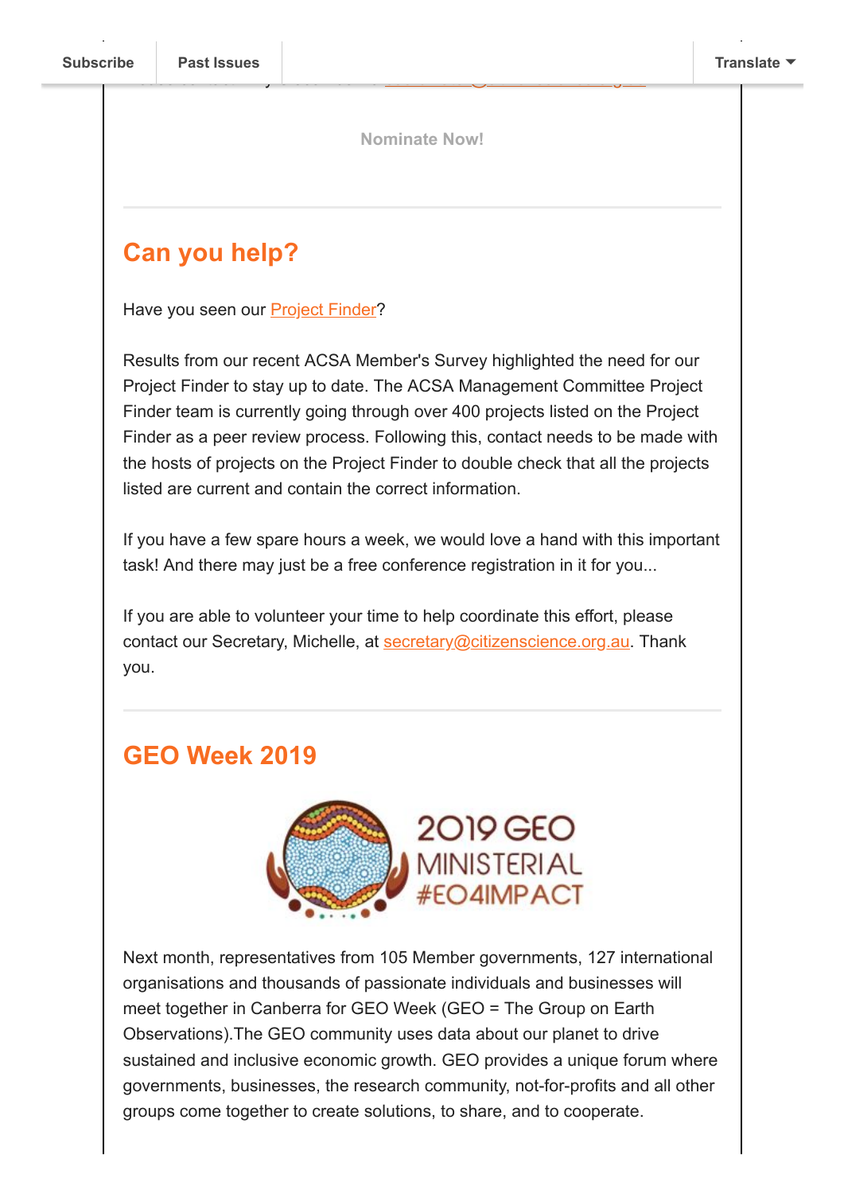Nominate Now!

---

## Can you help?

Have you seen our [Project Finder]?

Results from our recent ACSA Member's Survey highlighted the need for our Project Finder to stay up to date. The ACSA Management Committee Project Finder team is currently going through over 400 projects listed on the Project Finder as a peer review process. Following this, contact needs to be made with the hosts of projects on the Project Finder to double check that all the projects listed are current and contain the correct information.

If you have a few spare hours a week, we would love a hand with this important task! And there may just be a free conference registration in it for you...

If you are able to volunteer your time to help coordinate this effort, please contact our Secretary, Michelle, at secretary@citizenscience.org.au. Thank you.

---

## GEO Week 2019

2019 GEO MINISTERIAL #EO4IMPACT

Next month, representatives from 105 Member governments, 127 international organisations and thousands of passionate individuals and businesses will meet together in Canberra for GEO Week (GEO = The Group on Earth Observations).The GEO community uses data about our planet to drive sustained and inclusive economic growth. GEO provides a unique forum where governments, businesses, the research community, not-for-profits and all other groups come together to create solutions, to share, and to cooperate.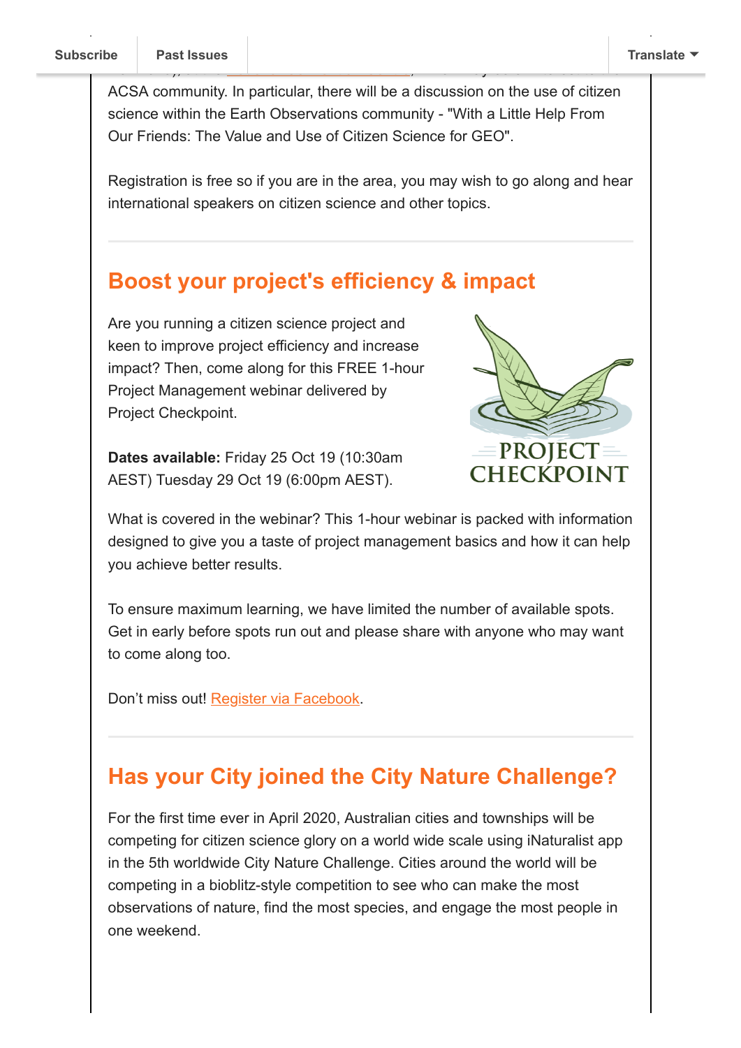ACSA community. In particular, there will be a discussion on the use of citizen science within the Earth Observations community - "With a Little Help From Our Friends: The Value and Use of Citizen Science for GEO".

Registration is free so if you are in the area, you may wish to go along and hear international speakers on citizen science and other topics.

## Boost your project's efficiency & impact

Are you running a citizen science project and keen to improve project efficiency and increase impact? Then, come along for this FREE 1-hour Project Management webinar delivered by Project Checkpoint.

**Dates available:** Friday 25 Oct 19 (10:30am AEST) Tuesday 29 Oct 19 (6:00pm AEST).

What is covered in the webinar? This 1-hour webinar is packed with information designed to give you a taste of project management basics and how it can help you achieve better results.

To ensure maximum learning, we have limited the number of available spots. Get in early before spots run out and please share with anyone who may want to come along too.

Don't miss out! Register via Facebook.

## Has your City joined the City Nature Challenge?

For the first time ever in April 2020, Australian cities and townships will be competing for citizen science glory on a world wide scale using iNaturalist app in the 5th worldwide City Nature Challenge. Cities around the world will be competing in a bioblitz-style competition to see who can make the most observations of nature, find the most species, and engage the most people in one weekend.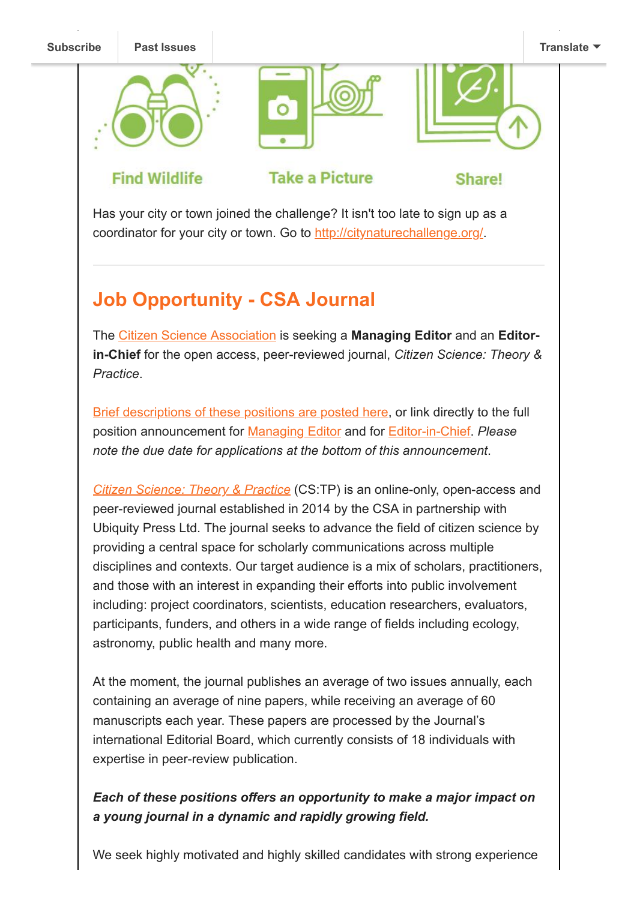Find Wildlife

Take a Picture

Share!

Has your city or town joined the challenge? It isn't too late to sign up as a coordinator for your city or town. Go to http://citynaturechallenge.org/.

---

## Job Opportunity - CSA Journal

The Citizen Science Association is seeking a **Managing Editor** and an **Editor-in-Chief** for the open access, peer-reviewed journal, *Citizen Science: Theory & Practice*.

Brief descriptions of these positions are posted here, or link directly to the full position announcement for Managing Editor and for Editor-in-Chief. *Please note the due date for applications at the bottom of this announcement*.

*Citizen Science: Theory & Practice* (CS:TP) is an online-only, open-access and peer-reviewed journal established in 2014 by the CSA in partnership with Ubiquity Press Ltd. The journal seeks to advance the field of citizen science by providing a central space for scholarly communications across multiple disciplines and contexts. Our target audience is a mix of scholars, practitioners, and those with an interest in expanding their efforts into public involvement including: project coordinators, scientists, education researchers, evaluators, participants, funders, and others in a wide range of fields including ecology, astronomy, public health and many more.

At the moment, the journal publishes an average of two issues annually, each containing an average of nine papers, while receiving an average of 60 manuscripts each year. These papers are processed by the Journal's international Editorial Board, which currently consists of 18 individuals with expertise in peer-review publication.

***Each of these positions offers an opportunity to make a major impact on a young journal in a dynamic and rapidly growing field.***

We seek highly motivated and highly skilled candidates with strong experience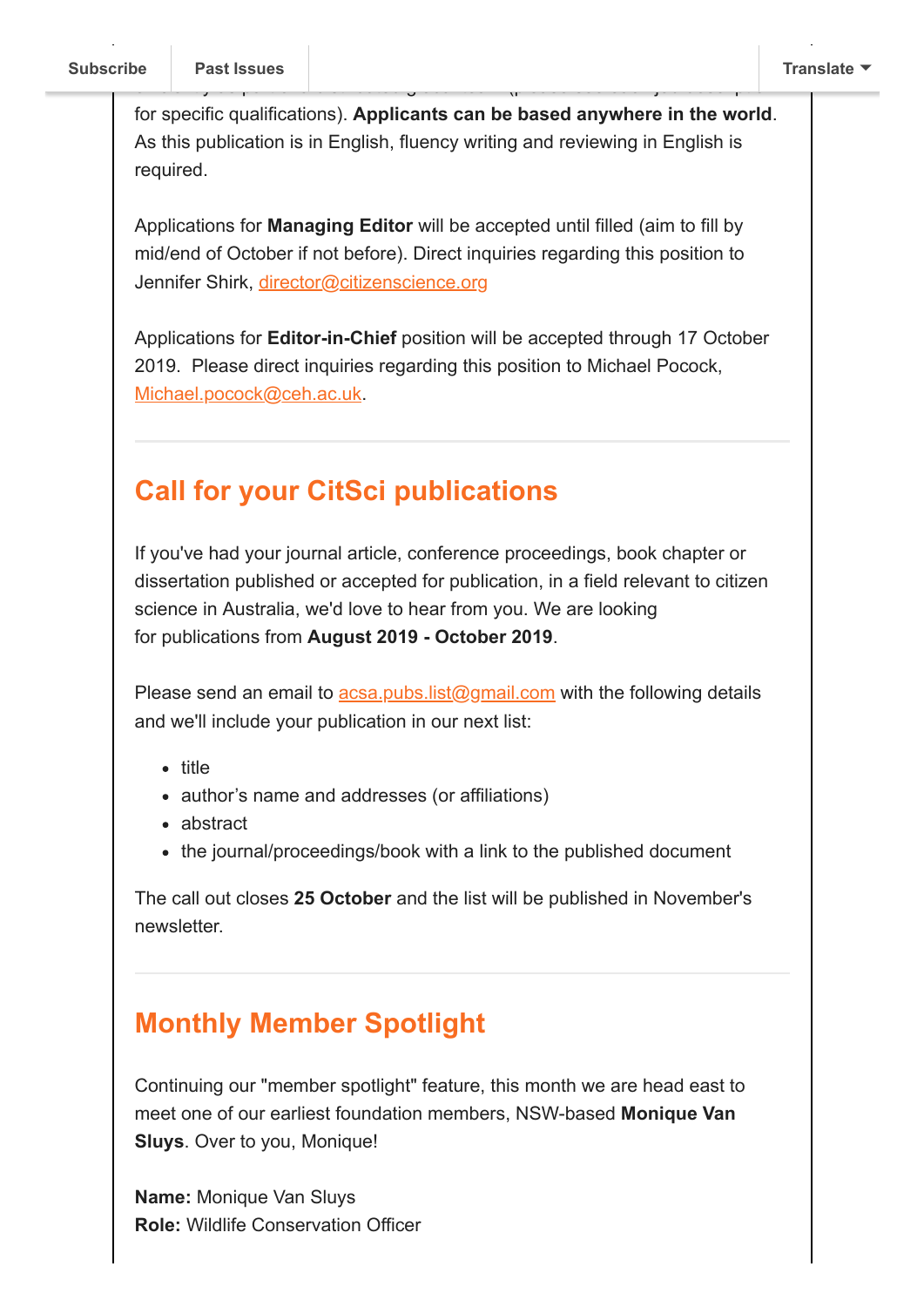for specific qualifications). **Applicants can be based anywhere in the world**. As this publication is in English, fluency writing and reviewing in English is required.

Applications for **Managing Editor** will be accepted until filled (aim to fill by mid/end of October if not before). Direct inquiries regarding this position to Jennifer Shirk, director@citizenscience.org

Applications for **Editor-in-Chief** position will be accepted through 17 October 2019. Please direct inquiries regarding this position to Michael Pocock, Michael.pocock@ceh.ac.uk.

---

## Call for your CitSci publications

If you've had your journal article, conference proceedings, book chapter or dissertation published or accepted for publication, in a field relevant to citizen science in Australia, we'd love to hear from you. We are looking for publications from **August 2019 - October 2019**.

Please send an email to acsa.pubs.list@gmail.com with the following details and we'll include your publication in our next list:

- title
- author's name and addresses (or affiliations)
- abstract
- the journal/proceedings/book with a link to the published document

The call out closes **25 October** and the list will be published in November's newsletter.

---

## Monthly Member Spotlight

Continuing our "member spotlight" feature, this month we are head east to meet one of our earliest foundation members, NSW-based **Monique Van Sluys**. Over to you, Monique!

**Name:** Monique Van Sluys
**Role:** Wildlife Conservation Officer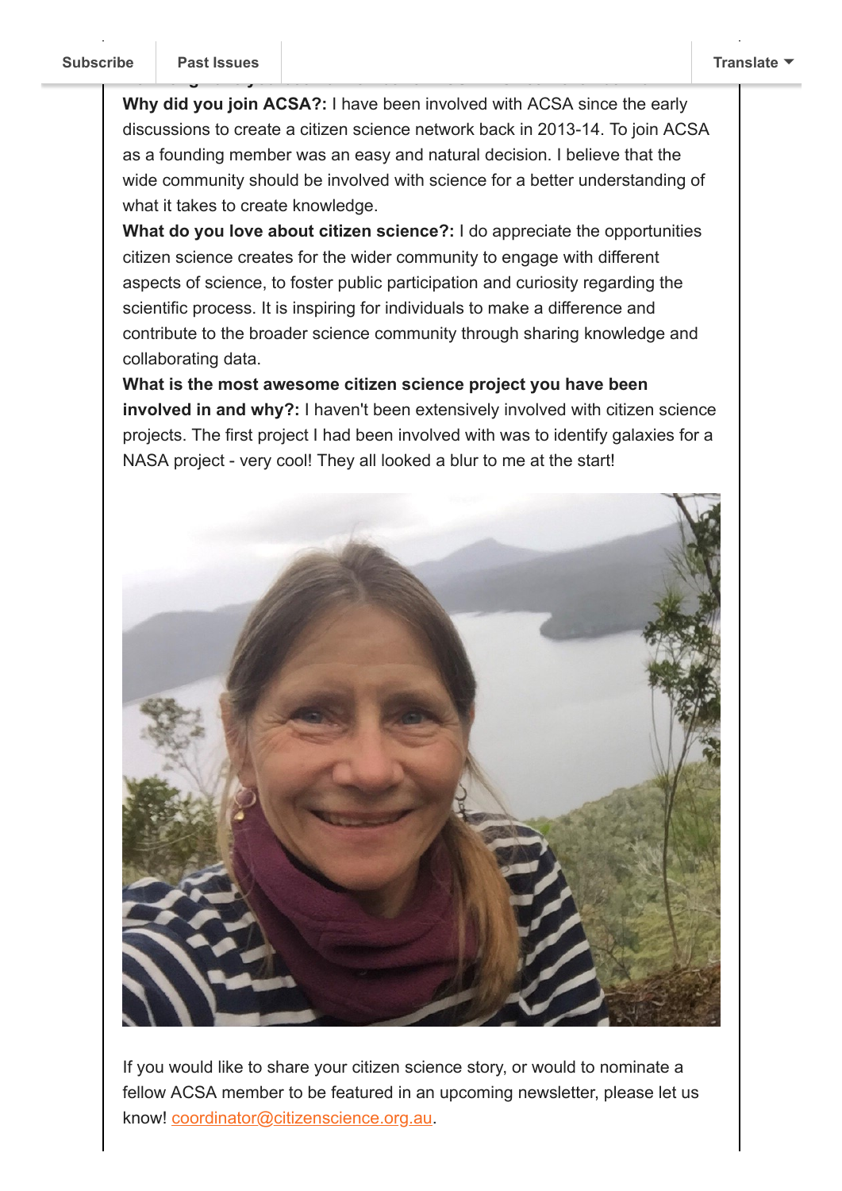**Why did you join ACSA?:** I have been involved with ACSA since the early discussions to create a citizen science network back in 2013-14. To join ACSA as a founding member was an easy and natural decision. I believe that the wide community should be involved with science for a better understanding of what it takes to create knowledge.

**What do you love about citizen science?:** I do appreciate the opportunities citizen science creates for the wider community to engage with different aspects of science, to foster public participation and curiosity regarding the scientific process. It is inspiring for individuals to make a difference and contribute to the broader science community through sharing knowledge and collaborating data.

**What is the most awesome citizen science project you have been involved in and why?:** I haven't been extensively involved with citizen science projects. The first project I had been involved with was to identify galaxies for a NASA project - very cool! They all looked a blur to me at the start!

If you would like to share your citizen science story, or would to nominate a fellow ACSA member to be featured in an upcoming newsletter, please let us know! coordinator@citizenscience.org.au.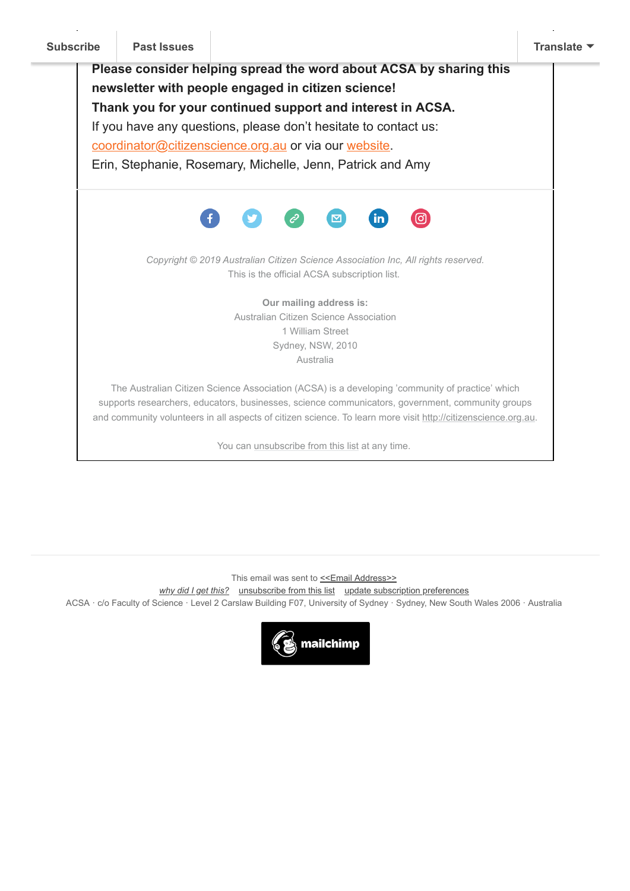Subscribe Past Issues Translate

**Please consider helping spread the word about ACSA by sharing this newsletter with people engaged in citizen science!**

**Thank you for your continued support and interest in ACSA.**

If you have any questions, please don't hesitate to contact us: coordinator@citizenscience.org.au or via our website.

Erin, Stephanie, Rosemary, Michelle, Jenn, Patrick and Amy

*Copyright © 2019 Australian Citizen Science Association Inc, All rights reserved.*

This is the official ACSA subscription list.

**Our mailing address is:**

Australian Citizen Science Association

1 William Street

Sydney, NSW, 2010

Australia

The Australian Citizen Science Association (ACSA) is a developing 'community of practice' which supports researchers, educators, businesses, science communicators, government, community groups and community volunteers in all aspects of citizen science. To learn more visit http://citizenscience.org.au.

You can unsubscribe from this list at any time.

This email was sent to <<Email Address>>

*why did I get this?* unsubscribe from this list update subscription preferences

ACSA · c/o Faculty of Science · Level 2 Carslaw Building F07, University of Sydney · Sydney, New South Wales 2006 · Australia

mailchimp